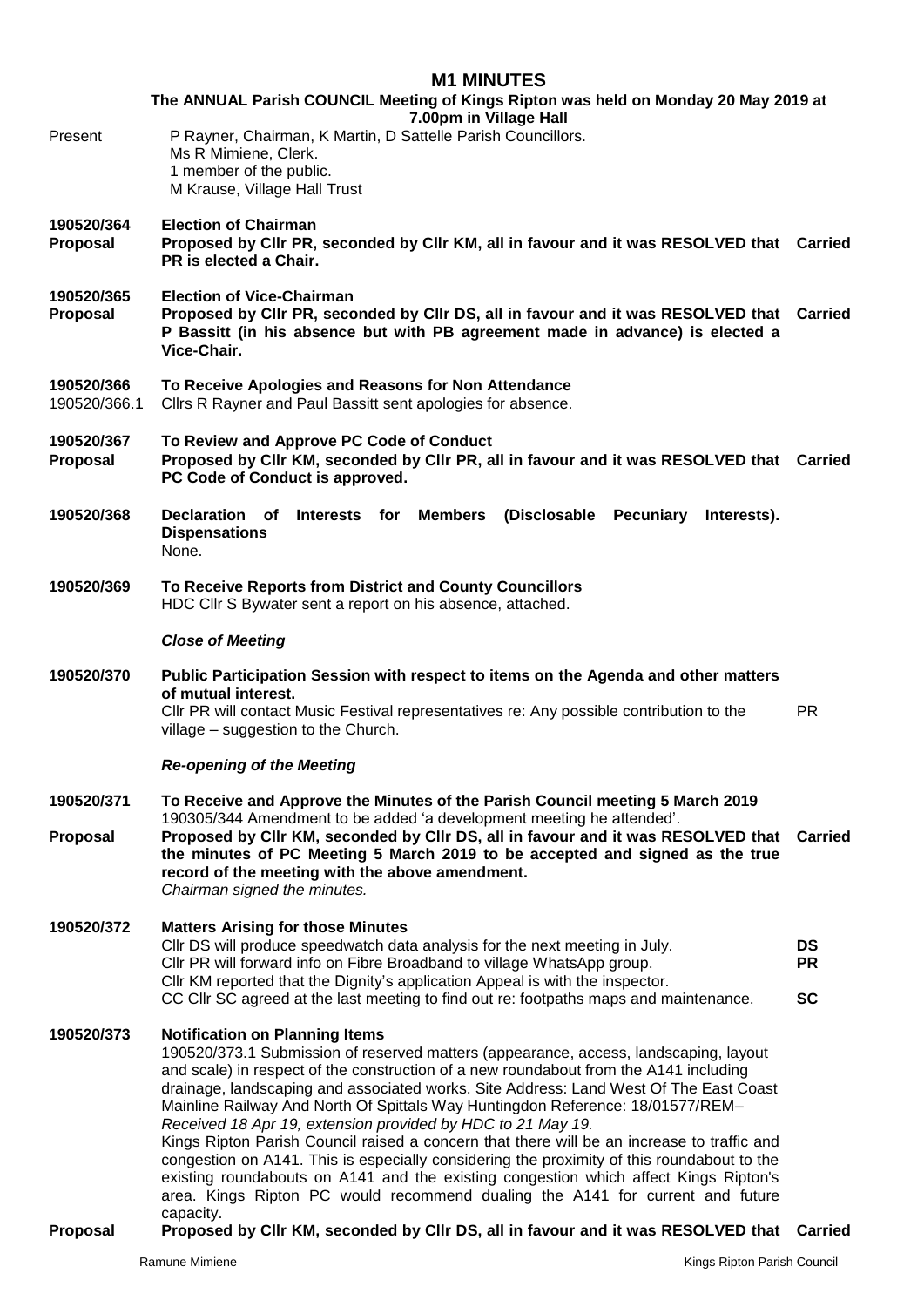# M1 MINUTES

**The ANNUAL Parish COUNCIL Meeting of Kings Ripton was held on Monday 20 May 2019 at 7.00pm in Village Hall**

Present: P Rayner, Chairman, K Martin, D Sattelle Parish Councillors.
Ms R Mimiene, Clerk.
1 member of the public.
M Krause, Village Hall Trust

**190520/364** **Election of Chairman**

**Proposal** **Proposed by Cllr PR, seconded by Cllr KM, all in favour and it was RESOLVED that PR is elected a Chair.** **Carried**

**190520/365** **Election of Vice-Chairman**

**Proposal** **Proposed by Cllr PR, seconded by Cllr DS, all in favour and it was RESOLVED that P Bassitt (in his absence but with PB agreement made in advance) is elected a Vice-Chair.** **Carried**

**190520/366** **To Receive Apologies and Reasons for Non Attendance**

190520/366.1 Cllrs R Rayner and Paul Bassitt sent apologies for absence.

**190520/367** **To Review and Approve PC Code of Conduct**

**Proposal** **Proposed by Cllr KM, seconded by Cllr PR, all in favour and it was RESOLVED that PC Code of Conduct is approved.** **Carried**

**190520/368** **Declaration of Interests for Members (Disclosable Pecuniary Interests). Dispensations**

None.

**190520/369** **To Receive Reports from District and County Councillors**

HDC Cllr S Bywater sent a report on his absence, attached.

***Close of Meeting***

**190520/370** **Public Participation Session with respect to items on the Agenda and other matters of mutual interest.**

Cllr PR will contact Music Festival representatives re: Any possible contribution to the village – suggestion to the Church. PR

***Re-opening of the Meeting***

**190520/371** **To Receive and Approve the Minutes of the Parish Council meeting 5 March 2019**

190305/344 Amendment to be added 'a development meeting he attended'.

**Proposal** **Proposed by Cllr KM, seconded by Cllr DS, all in favour and it was RESOLVED that the minutes of PC Meeting 5 March 2019 to be accepted and signed as the true record of the meeting with the above amendment.** **Carried**

*Chairman signed the minutes.*

**190520/372** **Matters Arising for those Minutes**

Cllr DS will produce speedwatch data analysis for the next meeting in July. **DS**

Cllr PR will forward info on Fibre Broadband to village WhatsApp group. **PR**

Cllr KM reported that the Dignity's application Appeal is with the inspector.

CC Cllr SC agreed at the last meeting to find out re: footpaths maps and maintenance. **SC**

**190520/373** **Notification on Planning Items**

190520/373.1 Submission of reserved matters (appearance, access, landscaping, layout and scale) in respect of the construction of a new roundabout from the A141 including drainage, landscaping and associated works. Site Address: Land West Of The East Coast Mainline Railway And North Of Spittals Way Huntingdon Reference: 18/01577/REM– *Received 18 Apr 19, extension provided by HDC to 21 May 19.*

Kings Ripton Parish Council raised a concern that there will be an increase to traffic and congestion on A141. This is especially considering the proximity of this roundabout to the existing roundabouts on A141 and the existing congestion which affect Kings Ripton's area. Kings Ripton PC would recommend dualing the A141 for current and future capacity.

**Proposal** **Proposed by Cllr KM, seconded by Cllr DS, all in favour and it was RESOLVED that** **Carried**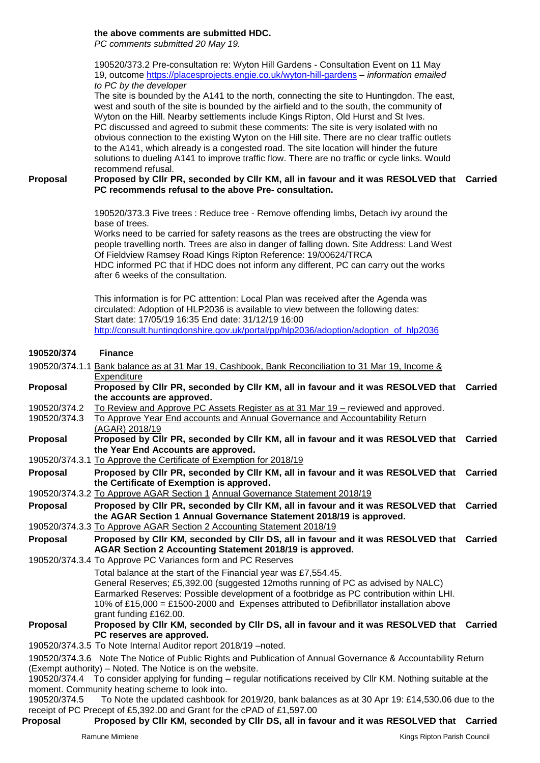**the above comments are submitted HDC.**
*PC comments submitted 20 May 19.*

190520/373.2 Pre-consultation re: Wyton Hill Gardens - Consultation Event on 11 May 19, outcome https://placesprojects.engie.co.uk/wyton-hill-gardens – *information emailed to PC by the developer*
The site is bounded by the A141 to the north, connecting the site to Huntingdon. The east, west and south of the site is bounded by the airfield and to the south, the community of Wyton on the Hill. Nearby settlements include Kings Ripton, Old Hurst and St Ives.
PC discussed and agreed to submit these comments: The site is very isolated with no obvious connection to the existing Wyton on the Hill site. There are no clear traffic outlets to the A141, which already is a congested road. The site location will hinder the future solutions to dueling A141 to improve traffic flow. There are no traffic or cycle links. Would recommend refusal.

**Proposal** — **Proposed by Cllr PR, seconded by Cllr KM, all in favour and it was RESOLVED that PC recommends refusal to the above Pre- consultation.** — **Carried**

190520/373.3 Five trees : Reduce tree - Remove offending limbs, Detach ivy around the base of trees.
Works need to be carried for safety reasons as the trees are obstructing the view for people travelling north. Trees are also in danger of falling down. Site Address: Land West Of Fieldview Ramsey Road Kings Ripton Reference: 19/00624/TRCA
HDC informed PC that if HDC does not inform any different, PC can carry out the works after 6 weeks of the consultation.

This information is for PC atttention: Local Plan was received after the Agenda was circulated: Adoption of HLP2036 is available to view between the following dates: Start date: 17/05/19 16:35 End date: 31/12/19 16:00
http://consult.huntingdonshire.gov.uk/portal/pp/hlp2036/adoption/adoption_of_hlp2036

## 190520/374 Finance

190520/374.1.1 Bank balance as at 31 Mar 19, Cashbook, Bank Reconciliation to 31 Mar 19, Income & Expenditure

**Proposal** — **Proposed by Cllr PR, seconded by Cllr KM, all in favour and it was RESOLVED that the accounts are approved.** — **Carried**

190520/374.2 To Review and Approve PC Assets Register as at 31 Mar 19 – reviewed and approved.

190520/374.3 To Approve Year End accounts and Annual Governance and Accountability Return (AGAR) 2018/19

**Proposal** — **Proposed by Cllr PR, seconded by Cllr KM, all in favour and it was RESOLVED that the Year End Accounts are approved.** — **Carried**

190520/374.3.1 To Approve the Certificate of Exemption for 2018/19

**Proposal** — **Proposed by Cllr PR, seconded by Cllr KM, all in favour and it was RESOLVED that the Certificate of Exemption is approved.** — **Carried**

190520/374.3.2 To Approve AGAR Section 1 Annual Governance Statement 2018/19

**Proposal** — **Proposed by Cllr PR, seconded by Cllr KM, all in favour and it was RESOLVED that the AGAR Section 1 Annual Governance Statement 2018/19 is approved.** — **Carried**

190520/374.3.3 To Approve AGAR Section 2 Accounting Statement 2018/19

**Proposal** — **Proposed by Cllr KM, seconded by Cllr DS, all in favour and it was RESOLVED that AGAR Section 2 Accounting Statement 2018/19 is approved.** — **Carried**

190520/374.3.4 To Approve PC Variances form and PC Reserves

Total balance at the start of the Financial year was £7,554.45.
General Reserves; £5,392.00 (suggested 12moths running of PC as advised by NALC)
Earmarked Reserves: Possible development of a footbridge as PC contribution within LHI. 10% of £15,000 = £1500-2000 and Expenses attributed to Defibrillator installation above grant funding £162.00.

**Proposal** — **Proposed by Cllr KM, seconded by Cllr DS, all in favour and it was RESOLVED that PC reserves are approved.** — **Carried**

190520/374.3.5 To Note Internal Auditor report 2018/19 –noted.

190520/374.3.6 Note The Notice of Public Rights and Publication of Annual Governance & Accountability Return (Exempt authority) – Noted. The Notice is on the website.

190520/374.4 To consider applying for funding – regular notifications received by Cllr KM. Nothing suitable at the moment. Community heating scheme to look into.

190520/374.5 To Note the updated cashbook for 2019/20, bank balances as at 30 Apr 19: £14,530.06 due to the receipt of PC Precept of £5,392.00 and Grant for the cPAD of £1,597.00

**Proposal** — **Proposed by Cllr KM, seconded by Cllr DS, all in favour and it was RESOLVED that** — **Carried**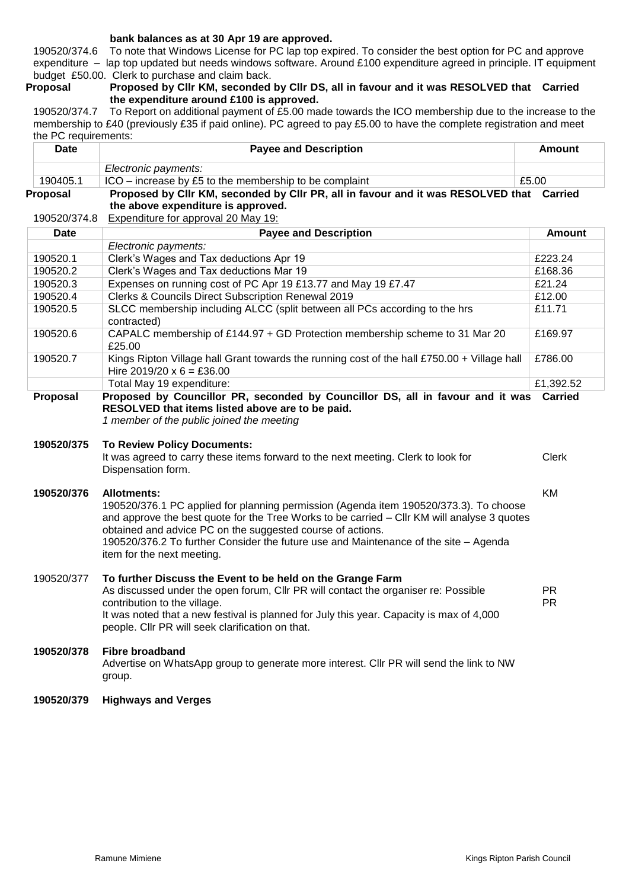**bank balances as at 30 Apr 19 are approved.**

190520/374.6 To note that Windows License for PC lap top expired. To consider the best option for PC and approve expenditure – lap top updated but needs windows software. Around £100 expenditure agreed in principle. IT equipment budget £50.00. Clerk to purchase and claim back.

**Proposal** **Proposed by Cllr KM, seconded by Cllr DS, all in favour and it was RESOLVED that the expenditure around £100 is approved.** **Carried**

190520/374.7 To Report on additional payment of £5.00 made towards the ICO membership due to the increase to the membership to £40 (previously £35 if paid online). PC agreed to pay £5.00 to have the complete registration and meet the PC requirements:

| Date | Payee and Description | Amount |
|---|---|---|
| | *Electronic payments:* | |
| 190405.1 | ICO – increase by £5 to the membership to be complaint | £5.00 |

**Proposal** **Proposed by Cllr KM, seconded by Cllr PR, all in favour and it was RESOLVED that the above expenditure is approved.** **Carried**

190520/374.8 <u>Expenditure for approval 20 May 19:</u>

| Date | Payee and Description | Amount |
|---|---|---|
| | *Electronic payments:* | |
| 190520.1 | Clerk's Wages and Tax deductions Apr 19 | £223.24 |
| 190520.2 | Clerk's Wages and Tax deductions Mar 19 | £168.36 |
| 190520.3 | Expenses on running cost of PC Apr 19 £13.77 and May 19 £7.47 | £21.24 |
| 190520.4 | Clerks & Councils Direct Subscription Renewal 2019 | £12.00 |
| 190520.5 | SLCC membership including ALCC (split between all PCs according to the hrs contracted) | £11.71 |
| 190520.6 | CAPALC membership of £144.97 + GD Protection membership scheme to 31 Mar 20 £25.00 | £169.97 |
| 190520.7 | Kings Ripton Village hall Grant towards the running cost of the hall £750.00 + Village hall Hire 2019/20 x 6 = £36.00 | £786.00 |
| | Total May 19 expenditure: | £1,392.52 |

**Proposal** **Proposed by Councillor PR, seconded by Councillor DS, all in favour and it was RESOLVED that items listed above are to be paid.** **Carried**

*1 member of the public joined the meeting*

**190520/375 To Review Policy Documents:**

It was agreed to carry these items forward to the next meeting. Clerk to look for Dispensation form. — Clerk

**190520/376 Allotments:** — KM

190520/376.1 PC applied for planning permission (Agenda item 190520/373.3). To choose and approve the best quote for the Tree Works to be carried – Cllr KM will analyse 3 quotes obtained and advice PC on the suggested course of actions.

190520/376.2 To further Consider the future use and Maintenance of the site – Agenda item for the next meeting.

190520/377 **To further Discuss the Event to be held on the Grange Farm**

As discussed under the open forum, Cllr PR will contact the organiser re: Possible contribution to the village. — PR

It was noted that a new festival is planned for July this year. Capacity is max of 4,000 people. Cllr PR will seek clarification on that. — PR

**190520/378 Fibre broadband**

Advertise on WhatsApp group to generate more interest. Cllr PR will send the link to NW group.

**190520/379 Highways and Verges**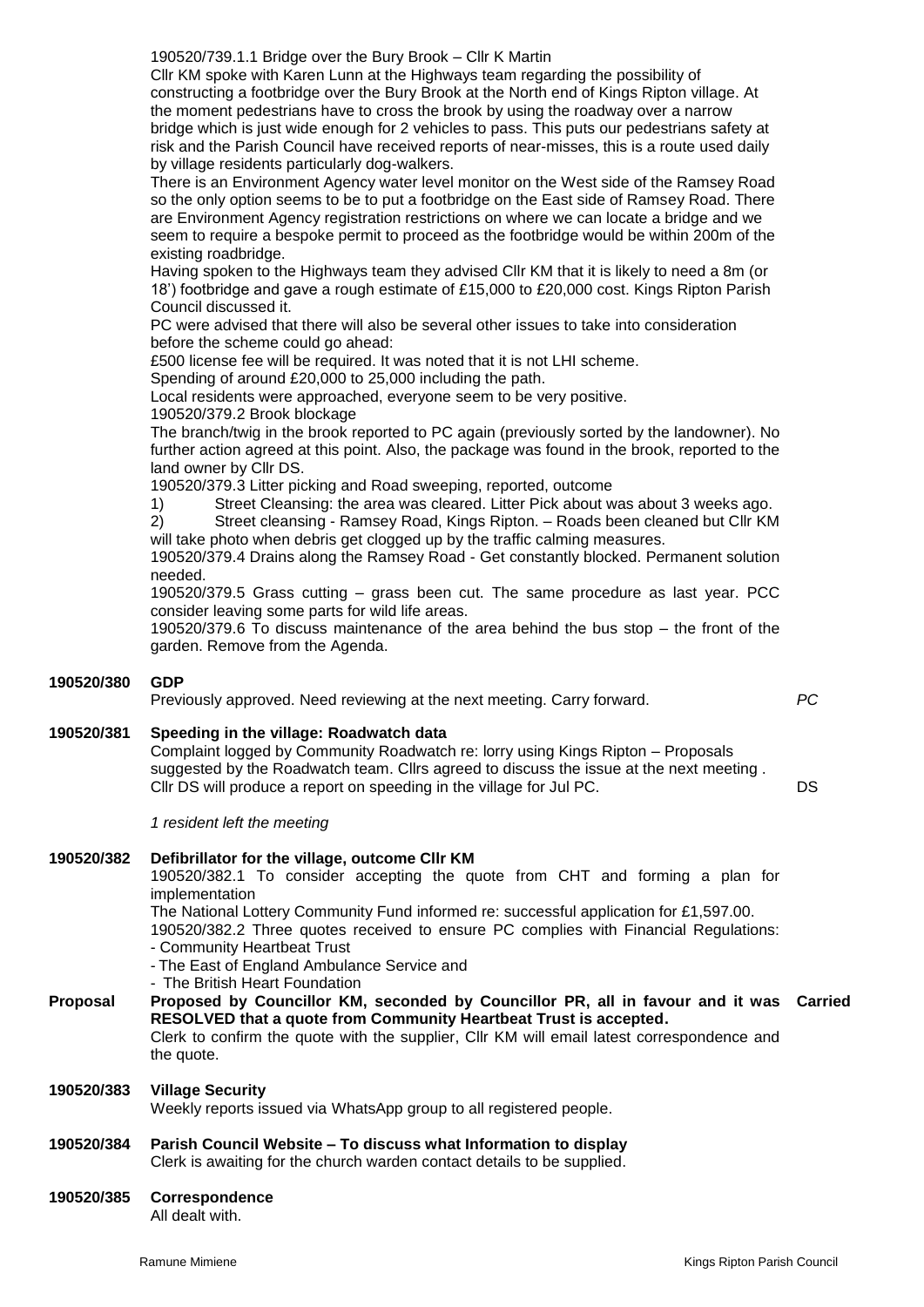190520/739.1.1 Bridge over the Bury Brook – Cllr K Martin

Cllr KM spoke with Karen Lunn at the Highways team regarding the possibility of constructing a footbridge over the Bury Brook at the North end of Kings Ripton village. At the moment pedestrians have to cross the brook by using the roadway over a narrow bridge which is just wide enough for 2 vehicles to pass. This puts our pedestrians safety at risk and the Parish Council have received reports of near-misses, this is a route used daily by village residents particularly dog-walkers.

There is an Environment Agency water level monitor on the West side of the Ramsey Road so the only option seems to be to put a footbridge on the East side of Ramsey Road. There are Environment Agency registration restrictions on where we can locate a bridge and we seem to require a bespoke permit to proceed as the footbridge would be within 200m of the existing roadbridge.

Having spoken to the Highways team they advised Cllr KM that it is likely to need a 8m (or 18') footbridge and gave a rough estimate of £15,000 to £20,000 cost. Kings Ripton Parish Council discussed it.

PC were advised that there will also be several other issues to take into consideration before the scheme could go ahead:

£500 license fee will be required. It was noted that it is not LHI scheme.

Spending of around £20,000 to 25,000 including the path.

Local residents were approached, everyone seem to be very positive.

190520/379.2 Brook blockage

The branch/twig in the brook reported to PC again (previously sorted by the landowner). No further action agreed at this point. Also, the package was found in the brook, reported to the land owner by Cllr DS.

190520/379.3 Litter picking and Road sweeping, reported, outcome

1) Street Cleansing: the area was cleared. Litter Pick about was about 3 weeks ago.
2) Street cleansing - Ramsey Road, Kings Ripton. – Roads been cleaned but Cllr KM will take photo when debris get clogged up by the traffic calming measures.

190520/379.4 Drains along the Ramsey Road - Get constantly blocked. Permanent solution needed.

190520/379.5 Grass cutting – grass been cut. The same procedure as last year. PCC consider leaving some parts for wild life areas.

190520/379.6 To discuss maintenance of the area behind the bus stop – the front of the garden. Remove from the Agenda.

**190520/380 GDP**

Previously approved. Need reviewing at the next meeting. Carry forward. *PC*

**190520/381 Speeding in the village: Roadwatch data**

Complaint logged by Community Roadwatch re: lorry using Kings Ripton – Proposals suggested by the Roadwatch team. Cllrs agreed to discuss the issue at the next meeting . Cllr DS will produce a report on speeding in the village for Jul PC. DS

*1 resident left the meeting*

**190520/382 Defibrillator for the village, outcome Cllr KM**

190520/382.1 To consider accepting the quote from CHT and forming a plan for implementation

The National Lottery Community Fund informed re: successful application for £1,597.00.

190520/382.2 Three quotes received to ensure PC complies with Financial Regulations:

- Community Heartbeat Trust
- The East of England Ambulance Service and
- The British Heart Foundation

**Proposal** **Proposed by Councillor KM, seconded by Councillor PR, all in favour and it was RESOLVED that a quote from Community Heartbeat Trust is accepted.** **Carried**

Clerk to confirm the quote with the supplier, Cllr KM will email latest correspondence and the quote.

**190520/383 Village Security**

Weekly reports issued via WhatsApp group to all registered people.

**190520/384 Parish Council Website – To discuss what Information to display**

Clerk is awaiting for the church warden contact details to be supplied.

**190520/385 Correspondence**

All dealt with.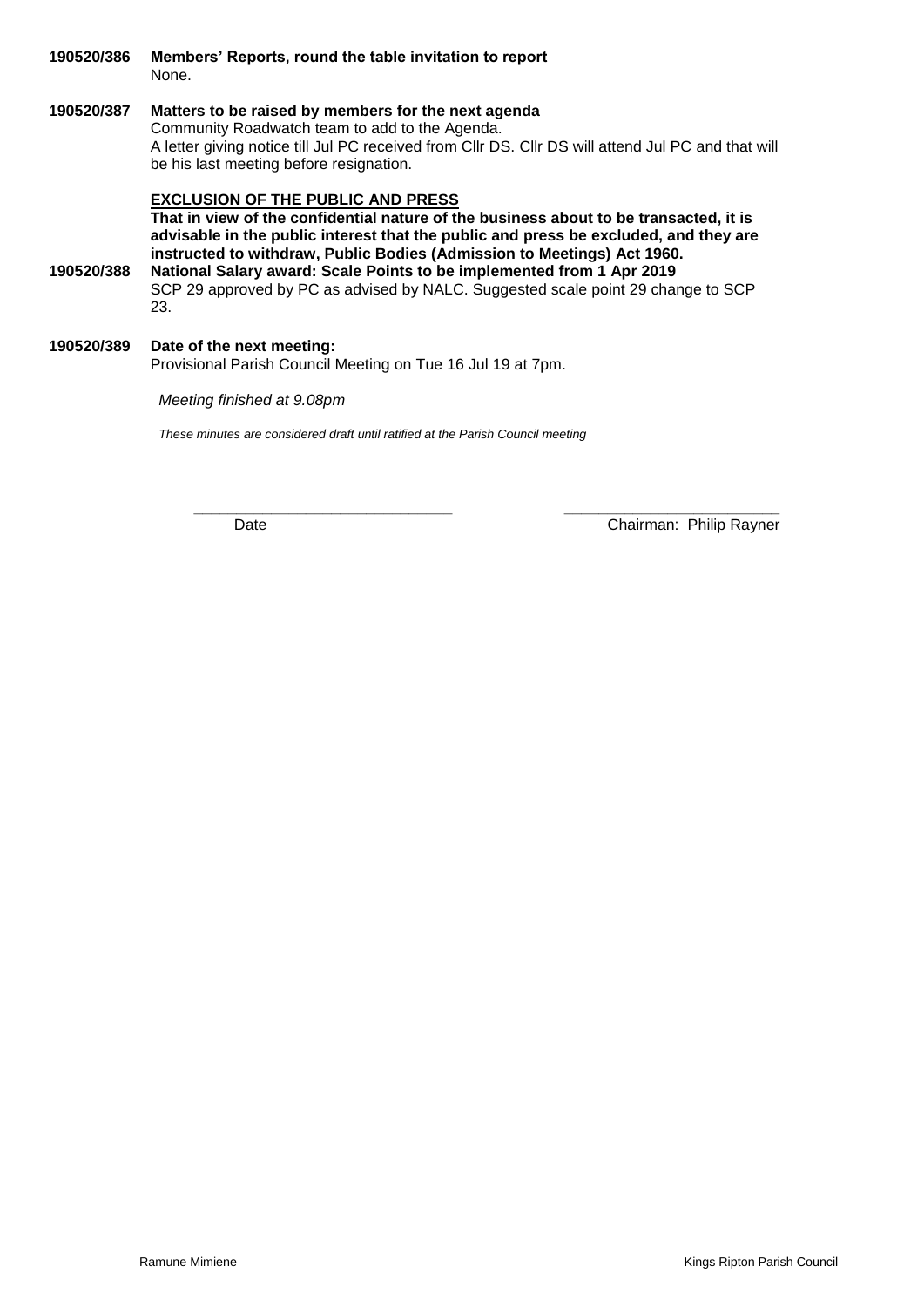**190520/386 Members' Reports, round the table invitation to report**
None.

**190520/387 Matters to be raised by members for the next agenda**
Community Roadwatch team to add to the Agenda.
A letter giving notice till Jul PC received from Cllr DS. Cllr DS will attend Jul PC and that will be his last meeting before resignation.

**EXCLUSION OF THE PUBLIC AND PRESS**

**That in view of the confidential nature of the business about to be transacted, it is advisable in the public interest that the public and press be excluded, and they are instructed to withdraw, Public Bodies (Admission to Meetings) Act 1960.**

**190520/388 National Salary award: Scale Points to be implemented from 1 Apr 2019**
SCP 29 approved by PC as advised by NALC. Suggested scale point 29 change to SCP 23.

**190520/389 Date of the next meeting:**
Provisional Parish Council Meeting on Tue 16 Jul 19 at 7pm.

*Meeting finished at 9.08pm*

*These minutes are considered draft until ratified at the Parish Council meeting*

\_\_\_\_\_\_\_\_\_\_\_\_\_\_\_\_\_\_\_\_\_\_\_\_\_\_\_\_\_\_ \_\_\_\_\_\_\_\_\_\_\_\_\_\_\_\_\_\_\_\_\_\_\_\_\_\_

Date Chairman: Philip Rayner